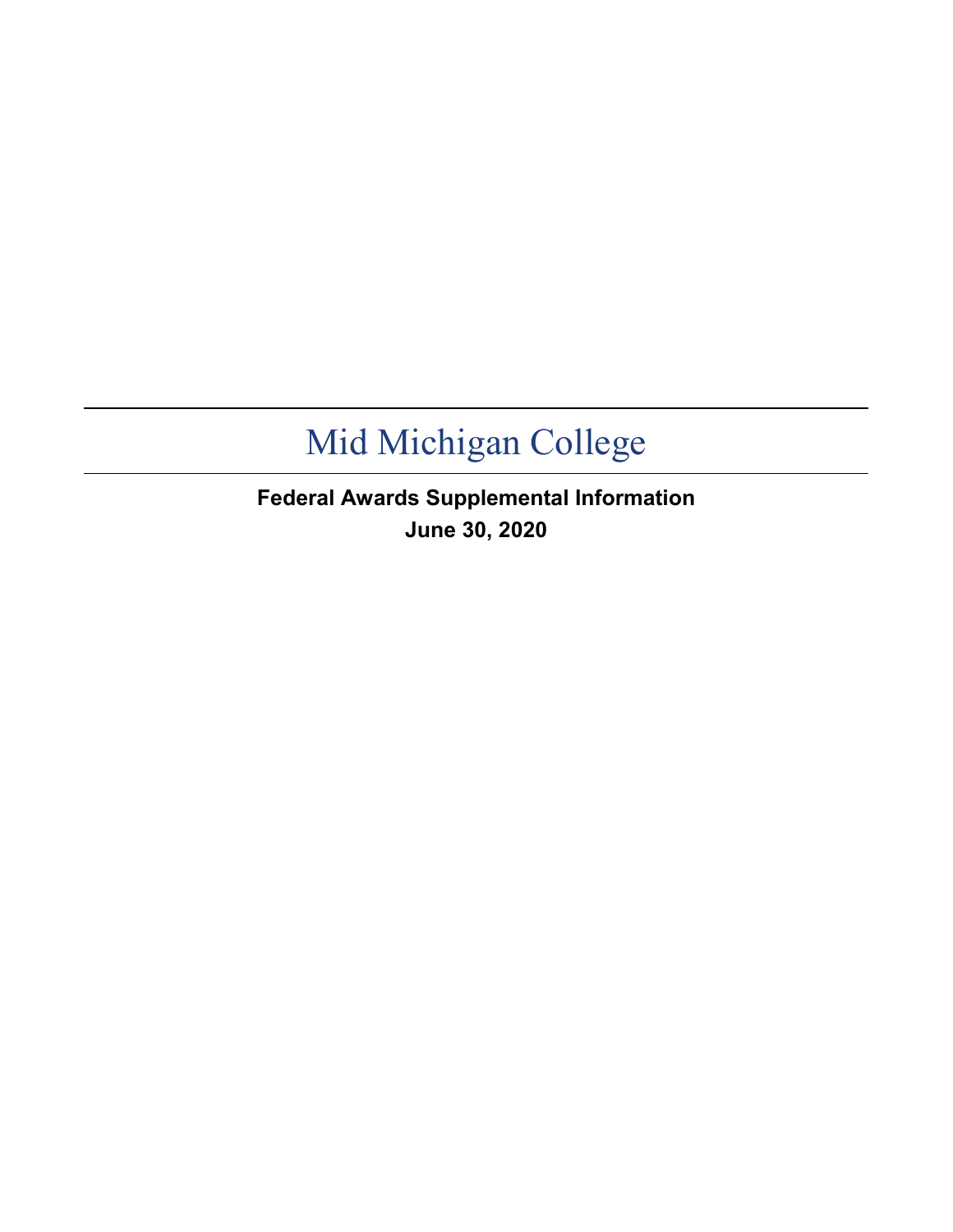# Mid Michigan College

**Federal Awards Supplemental Information**
**June 30, 2020**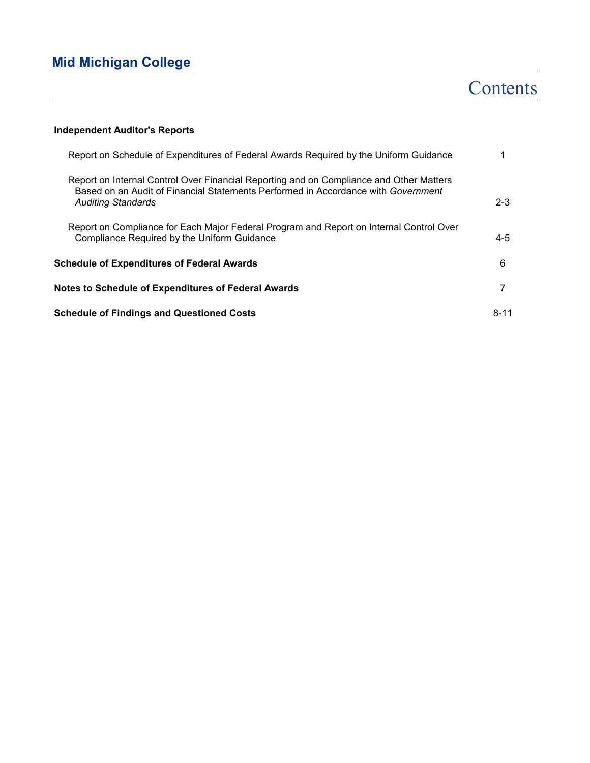# Mid Michigan College

## Contents

| | |
|---|---|
| **Independent Auditor's Reports** | |
| Report on Schedule of Expenditures of Federal Awards Required by the Uniform Guidance | 1 |
| Report on Internal Control Over Financial Reporting and on Compliance and Other Matters Based on an Audit of Financial Statements Performed in Accordance with *Government Auditing Standards* | 2-3 |
| Report on Compliance for Each Major Federal Program and Report on Internal Control Over Compliance Required by the Uniform Guidance | 4-5 |
| **Schedule of Expenditures of Federal Awards** | 6 |
| **Notes to Schedule of Expenditures of Federal Awards** | 7 |
| **Schedule of Findings and Questioned Costs** | 8-11 |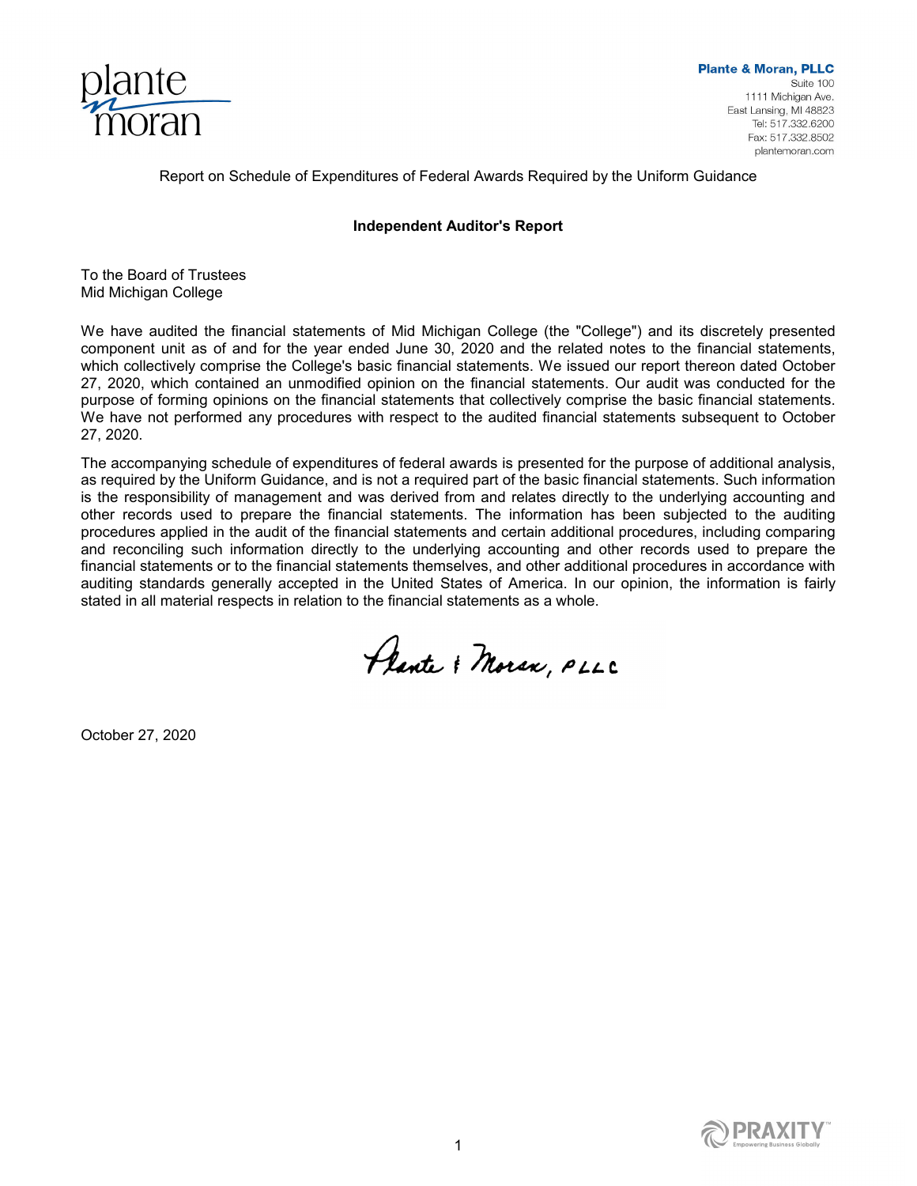Plante & Moran, PLLC
Suite 100
1111 Michigan Ave.
East Lansing, MI 48823
Tel: 517.332.6200
Fax: 517.332.8502
plantemoran.com

Report on Schedule of Expenditures of Federal Awards Required by the Uniform Guidance

## Independent Auditor's Report

To the Board of Trustees
Mid Michigan College

We have audited the financial statements of Mid Michigan College (the "College") and its discretely presented component unit as of and for the year ended June 30, 2020 and the related notes to the financial statements, which collectively comprise the College's basic financial statements. We issued our report thereon dated October 27, 2020, which contained an unmodified opinion on the financial statements. Our audit was conducted for the purpose of forming opinions on the financial statements that collectively comprise the basic financial statements. We have not performed any procedures with respect to the audited financial statements subsequent to October 27, 2020.

The accompanying schedule of expenditures of federal awards is presented for the purpose of additional analysis, as required by the Uniform Guidance, and is not a required part of the basic financial statements. Such information is the responsibility of management and was derived from and relates directly to the underlying accounting and other records used to prepare the financial statements. The information has been subjected to the auditing procedures applied in the audit of the financial statements and certain additional procedures, including comparing and reconciling such information directly to the underlying accounting and other records used to prepare the financial statements or to the financial statements themselves, and other additional procedures in accordance with auditing standards generally accepted in the United States of America. In our opinion, the information is fairly stated in all material respects in relation to the financial statements as a whole.

Plante & Moran, PLLC

October 27, 2020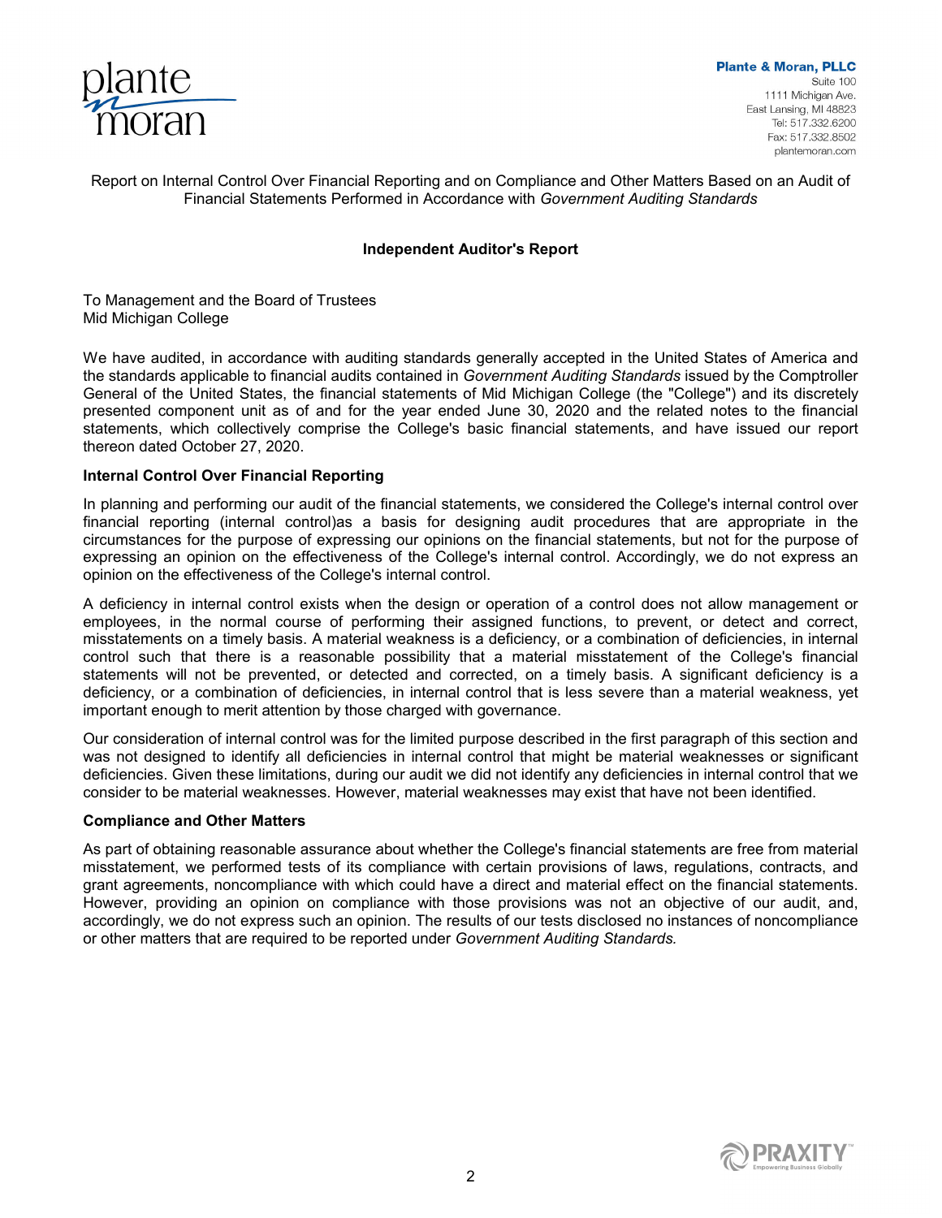Plante & Moran, PLLC
Suite 100
1111 Michigan Ave.
East Lansing, MI 48823
Tel: 517.332.6200
Fax: 517.332.8502
plantemoran.com

Report on Internal Control Over Financial Reporting and on Compliance and Other Matters Based on an Audit of Financial Statements Performed in Accordance with *Government Auditing Standards*

## Independent Auditor's Report

To Management and the Board of Trustees
Mid Michigan College

We have audited, in accordance with auditing standards generally accepted in the United States of America and the standards applicable to financial audits contained in *Government Auditing Standards* issued by the Comptroller General of the United States, the financial statements of Mid Michigan College (the "College") and its discretely presented component unit as of and for the year ended June 30, 2020 and the related notes to the financial statements, which collectively comprise the College's basic financial statements, and have issued our report thereon dated October 27, 2020.

### Internal Control Over Financial Reporting

In planning and performing our audit of the financial statements, we considered the College's internal control over financial reporting (internal control)as a basis for designing audit procedures that are appropriate in the circumstances for the purpose of expressing our opinions on the financial statements, but not for the purpose of expressing an opinion on the effectiveness of the College's internal control. Accordingly, we do not express an opinion on the effectiveness of the College's internal control.

A deficiency in internal control exists when the design or operation of a control does not allow management or employees, in the normal course of performing their assigned functions, to prevent, or detect and correct, misstatements on a timely basis. A material weakness is a deficiency, or a combination of deficiencies, in internal control such that there is a reasonable possibility that a material misstatement of the College's financial statements will not be prevented, or detected and corrected, on a timely basis. A significant deficiency is a deficiency, or a combination of deficiencies, in internal control that is less severe than a material weakness, yet important enough to merit attention by those charged with governance.

Our consideration of internal control was for the limited purpose described in the first paragraph of this section and was not designed to identify all deficiencies in internal control that might be material weaknesses or significant deficiencies. Given these limitations, during our audit we did not identify any deficiencies in internal control that we consider to be material weaknesses. However, material weaknesses may exist that have not been identified.

### Compliance and Other Matters

As part of obtaining reasonable assurance about whether the College's financial statements are free from material misstatement, we performed tests of its compliance with certain provisions of laws, regulations, contracts, and grant agreements, noncompliance with which could have a direct and material effect on the financial statements. However, providing an opinion on compliance with those provisions was not an objective of our audit, and, accordingly, we do not express such an opinion. The results of our tests disclosed no instances of noncompliance or other matters that are required to be reported under *Government Auditing Standards.*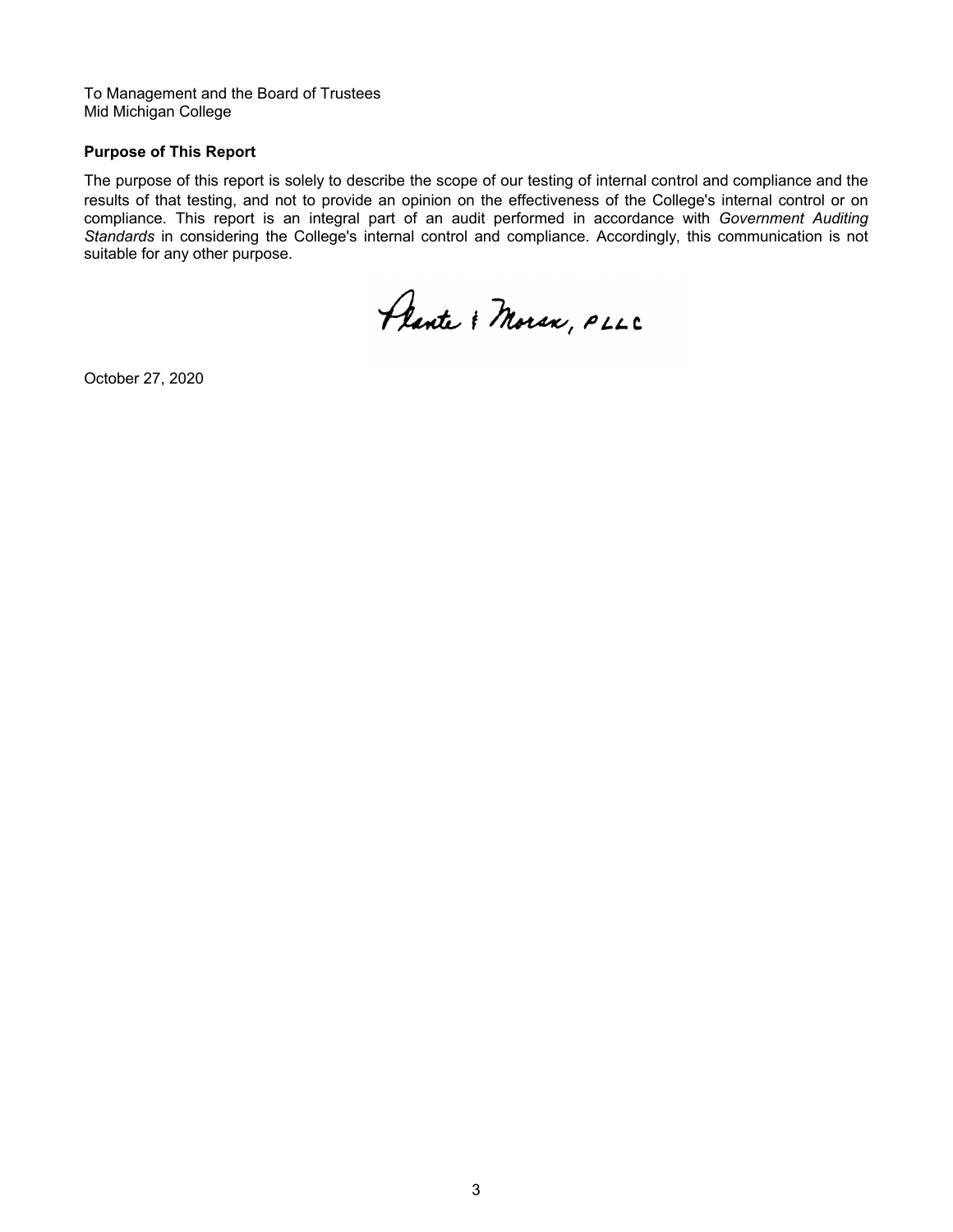To Management and the Board of Trustees
Mid Michigan College

**Purpose of This Report**

The purpose of this report is solely to describe the scope of our testing of internal control and compliance and the results of that testing, and not to provide an opinion on the effectiveness of the College's internal control or on compliance. This report is an integral part of an audit performed in accordance with *Government Auditing Standards* in considering the College's internal control and compliance. Accordingly, this communication is not suitable for any other purpose.

Plante & Moran, PLLC

October 27, 2020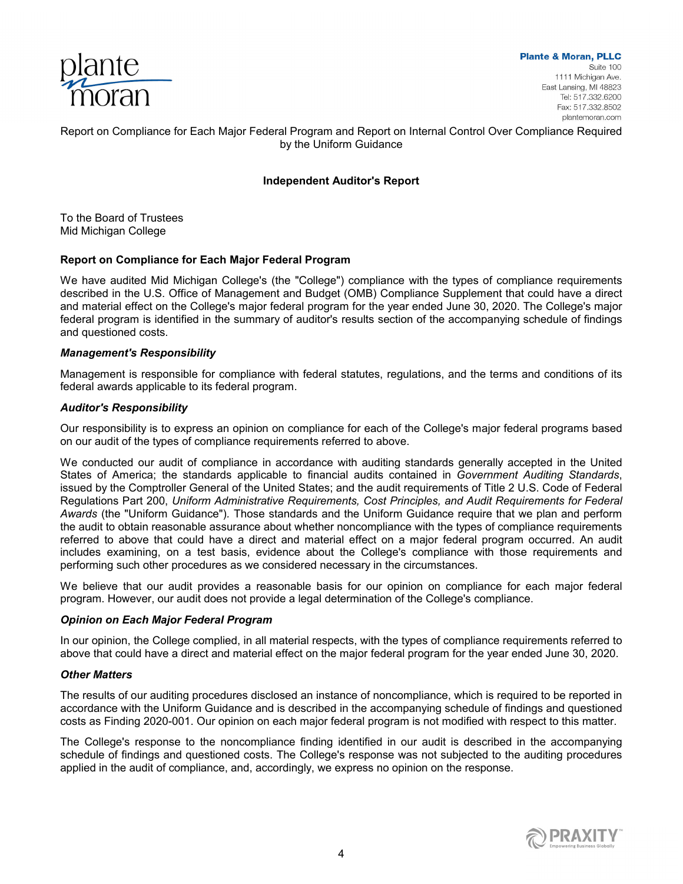**Plante & Moran, PLLC**
Suite 100
1111 Michigan Ave.
East Lansing, MI 48823
Tel: 517.332.6200
Fax: 517.332.8502
plantemoran.com

Report on Compliance for Each Major Federal Program and Report on Internal Control Over Compliance Required by the Uniform Guidance

## Independent Auditor's Report

To the Board of Trustees
Mid Michigan College

### Report on Compliance for Each Major Federal Program

We have audited Mid Michigan College's (the "College") compliance with the types of compliance requirements described in the U.S. Office of Management and Budget (OMB) Compliance Supplement that could have a direct and material effect on the College's major federal program for the year ended June 30, 2020. The College's major federal program is identified in the summary of auditor's results section of the accompanying schedule of findings and questioned costs.

#### *Management's Responsibility*

Management is responsible for compliance with federal statutes, regulations, and the terms and conditions of its federal awards applicable to its federal program.

#### *Auditor's Responsibility*

Our responsibility is to express an opinion on compliance for each of the College's major federal programs based on our audit of the types of compliance requirements referred to above.

We conducted our audit of compliance in accordance with auditing standards generally accepted in the United States of America; the standards applicable to financial audits contained in *Government Auditing Standards*, issued by the Comptroller General of the United States; and the audit requirements of Title 2 U.S. Code of Federal Regulations Part 200, *Uniform Administrative Requirements, Cost Principles, and Audit Requirements for Federal Awards* (the "Uniform Guidance"). Those standards and the Uniform Guidance require that we plan and perform the audit to obtain reasonable assurance about whether noncompliance with the types of compliance requirements referred to above that could have a direct and material effect on a major federal program occurred. An audit includes examining, on a test basis, evidence about the College's compliance with those requirements and performing such other procedures as we considered necessary in the circumstances.

We believe that our audit provides a reasonable basis for our opinion on compliance for each major federal program. However, our audit does not provide a legal determination of the College's compliance.

#### *Opinion on Each Major Federal Program*

In our opinion, the College complied, in all material respects, with the types of compliance requirements referred to above that could have a direct and material effect on the major federal program for the year ended June 30, 2020.

#### *Other Matters*

The results of our auditing procedures disclosed an instance of noncompliance, which is required to be reported in accordance with the Uniform Guidance and is described in the accompanying schedule of findings and questioned costs as Finding 2020-001. Our opinion on each major federal program is not modified with respect to this matter.

The College's response to the noncompliance finding identified in our audit is described in the accompanying schedule of findings and questioned costs. The College's response was not subjected to the auditing procedures applied in the audit of compliance, and, accordingly, we express no opinion on the response.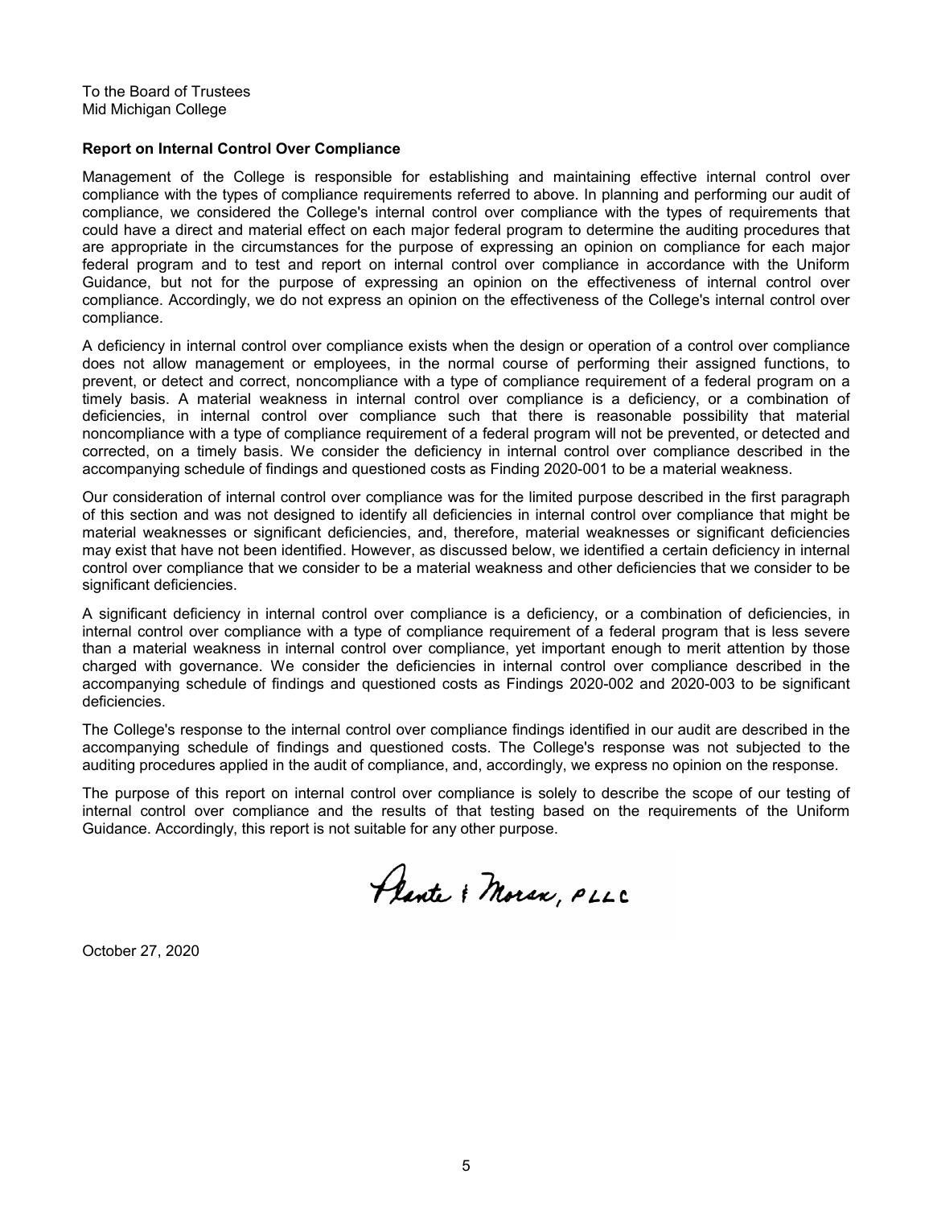To the Board of Trustees
Mid Michigan College

**Report on Internal Control Over Compliance**

Management of the College is responsible for establishing and maintaining effective internal control over compliance with the types of compliance requirements referred to above. In planning and performing our audit of compliance, we considered the College's internal control over compliance with the types of requirements that could have a direct and material effect on each major federal program to determine the auditing procedures that are appropriate in the circumstances for the purpose of expressing an opinion on compliance for each major federal program and to test and report on internal control over compliance in accordance with the Uniform Guidance, but not for the purpose of expressing an opinion on the effectiveness of internal control over compliance. Accordingly, we do not express an opinion on the effectiveness of the College's internal control over compliance.

A deficiency in internal control over compliance exists when the design or operation of a control over compliance does not allow management or employees, in the normal course of performing their assigned functions, to prevent, or detect and correct, noncompliance with a type of compliance requirement of a federal program on a timely basis. A material weakness in internal control over compliance is a deficiency, or a combination of deficiencies, in internal control over compliance such that there is reasonable possibility that material noncompliance with a type of compliance requirement of a federal program will not be prevented, or detected and corrected, on a timely basis. We consider the deficiency in internal control over compliance described in the accompanying schedule of findings and questioned costs as Finding 2020-001 to be a material weakness.

Our consideration of internal control over compliance was for the limited purpose described in the first paragraph of this section and was not designed to identify all deficiencies in internal control over compliance that might be material weaknesses or significant deficiencies, and, therefore, material weaknesses or significant deficiencies may exist that have not been identified. However, as discussed below, we identified a certain deficiency in internal control over compliance that we consider to be a material weakness and other deficiencies that we consider to be significant deficiencies.

A significant deficiency in internal control over compliance is a deficiency, or a combination of deficiencies, in internal control over compliance with a type of compliance requirement of a federal program that is less severe than a material weakness in internal control over compliance, yet important enough to merit attention by those charged with governance. We consider the deficiencies in internal control over compliance described in the accompanying schedule of findings and questioned costs as Findings 2020-002 and 2020-003 to be significant deficiencies.

The College's response to the internal control over compliance findings identified in our audit are described in the accompanying schedule of findings and questioned costs. The College's response was not subjected to the auditing procedures applied in the audit of compliance, and, accordingly, we express no opinion on the response.

The purpose of this report on internal control over compliance is solely to describe the scope of our testing of internal control over compliance and the results of that testing based on the requirements of the Uniform Guidance. Accordingly, this report is not suitable for any other purpose.

Plante & Moran, PLLC

October 27, 2020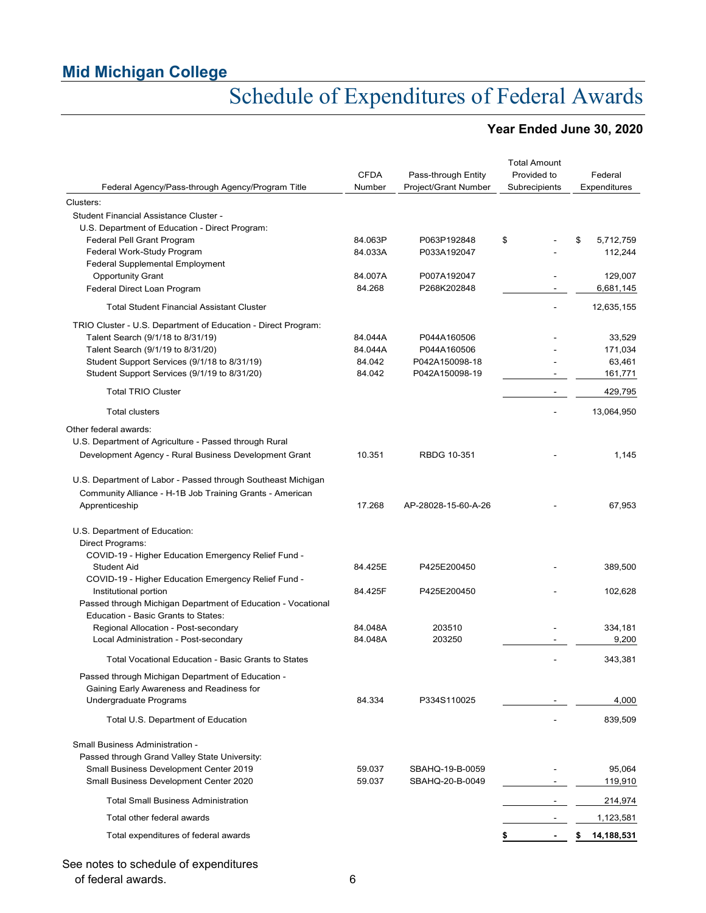## Mid Michigan College

# Schedule of Expenditures of Federal Awards

### Year Ended June 30, 2020

| Federal Agency/Pass-through Agency/Program Title | CFDA Number | Pass-through Entity Project/Grant Number | Total Amount Provided to Subrecipients | Federal Expenditures |
|---|---|---|---|---|
| Clusters: | | | | |
| Student Financial Assistance Cluster - | | | | |
| U.S. Department of Education - Direct Program: | | | | |
| Federal Pell Grant Program | 84.063P | P063P192848 | $ - | $ 5,712,759 |
| Federal Work-Study Program | 84.033A | P033A192047 | - | 112,244 |
| Federal Supplemental Employment Opportunity Grant | 84.007A | P007A192047 | - | 129,007 |
| Federal Direct Loan Program | 84.268 | P268K202848 | - | 6,681,145 |
| Total Student Financial Assistant Cluster | | | - | 12,635,155 |
| TRIO Cluster - U.S. Department of Education - Direct Program: | | | | |
| Talent Search (9/1/18 to 8/31/19) | 84.044A | P044A160506 | - | 33,529 |
| Talent Search (9/1/19 to 8/31/20) | 84.044A | P044A160506 | - | 171,034 |
| Student Support Services (9/1/18 to 8/31/19) | 84.042 | P042A150098-18 | - | 63,461 |
| Student Support Services (9/1/19 to 8/31/20) | 84.042 | P042A150098-19 | - | 161,771 |
| Total TRIO Cluster | | | - | 429,795 |
| Total clusters | | | - | 13,064,950 |
| Other federal awards: | | | | |
| U.S. Department of Agriculture - Passed through Rural Development Agency - Rural Business Development Grant | 10.351 | RBDG 10-351 | - | 1,145 |
| U.S. Department of Labor - Passed through Southeast Michigan Community Alliance - H-1B Job Training Grants - American Apprenticeship | 17.268 | AP-28028-15-60-A-26 | - | 67,953 |
| U.S. Department of Education: | | | | |
| Direct Programs: | | | | |
| COVID-19 - Higher Education Emergency Relief Fund - Student Aid | 84.425E | P425E200450 | - | 389,500 |
| COVID-19 - Higher Education Emergency Relief Fund - Institutional portion | 84.425F | P425E200450 | - | 102,628 |
| Passed through Michigan Department of Education - Vocational Education - Basic Grants to States: | | | | |
| Regional Allocation - Post-secondary | 84.048A | 203510 | - | 334,181 |
| Local Administration - Post-secondary | 84.048A | 203250 | - | 9,200 |
| Total Vocational Education - Basic Grants to States | | | - | 343,381 |
| Passed through Michigan Department of Education - Gaining Early Awareness and Readiness for Undergraduate Programs | 84.334 | P334S110025 | - | 4,000 |
| Total U.S. Department of Education | | | - | 839,509 |
| Small Business Administration - | | | | |
| Passed through Grand Valley State University: | | | | |
| Small Business Development Center 2019 | 59.037 | SBAHQ-19-B-0059 | - | 95,064 |
| Small Business Development Center 2020 | 59.037 | SBAHQ-20-B-0049 | - | 119,910 |
| Total Small Business Administration | | | - | 214,974 |
| Total other federal awards | | | - | 1,123,581 |
| Total expenditures of federal awards | | | **$ -** | **$ 14,188,531** |

See notes to schedule of expenditures of federal awards.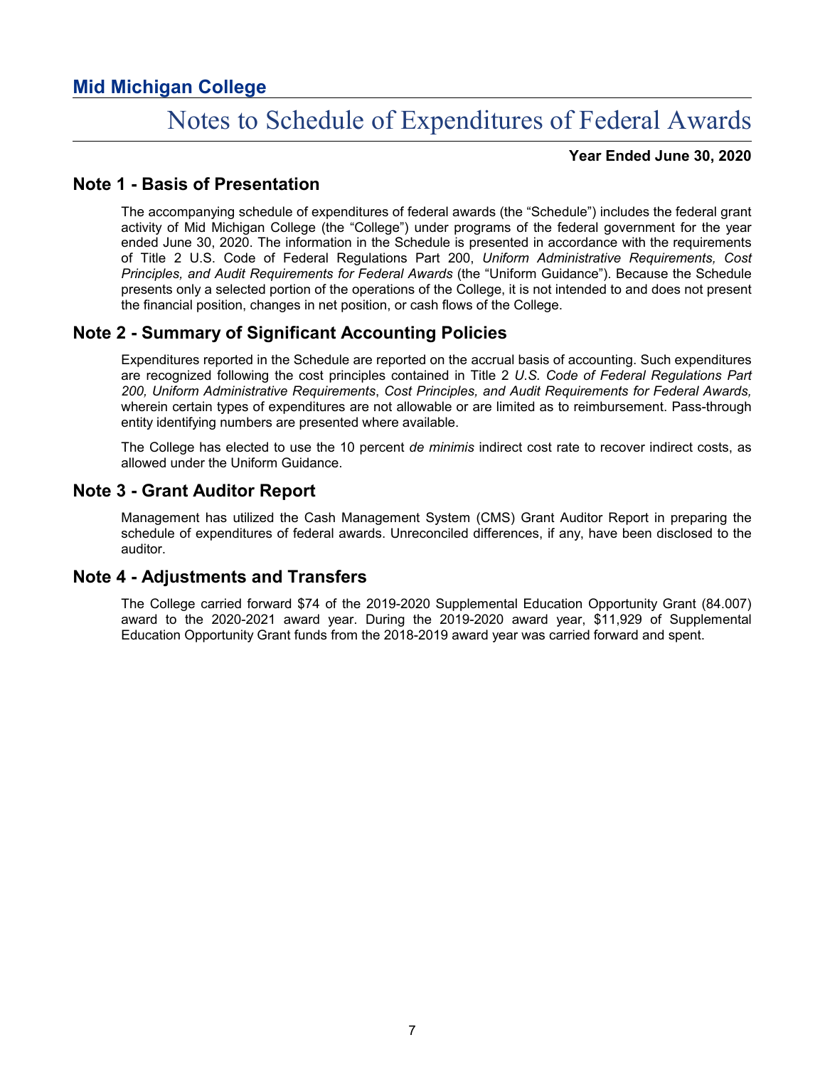# Mid Michigan College

## Notes to Schedule of Expenditures of Federal Awards

**Year Ended June 30, 2020**

### Note 1 - Basis of Presentation

The accompanying schedule of expenditures of federal awards (the "Schedule") includes the federal grant activity of Mid Michigan College (the "College") under programs of the federal government for the year ended June 30, 2020. The information in the Schedule is presented in accordance with the requirements of Title 2 U.S. Code of Federal Regulations Part 200, *Uniform Administrative Requirements, Cost Principles, and Audit Requirements for Federal Awards* (the "Uniform Guidance"). Because the Schedule presents only a selected portion of the operations of the College, it is not intended to and does not present the financial position, changes in net position, or cash flows of the College.

### Note 2 - Summary of Significant Accounting Policies

Expenditures reported in the Schedule are reported on the accrual basis of accounting. Such expenditures are recognized following the cost principles contained in Title 2 *U.S. Code of Federal Regulations Part 200, Uniform Administrative Requirements*, *Cost Principles, and Audit Requirements for Federal Awards,* wherein certain types of expenditures are not allowable or are limited as to reimbursement. Pass-through entity identifying numbers are presented where available.

The College has elected to use the 10 percent *de minimis* indirect cost rate to recover indirect costs, as allowed under the Uniform Guidance.

### Note 3 - Grant Auditor Report

Management has utilized the Cash Management System (CMS) Grant Auditor Report in preparing the schedule of expenditures of federal awards. Unreconciled differences, if any, have been disclosed to the auditor.

### Note 4 - Adjustments and Transfers

The College carried forward $74 of the 2019-2020 Supplemental Education Opportunity Grant (84.007) award to the 2020-2021 award year. During the 2019-2020 award year, $11,929 of Supplemental Education Opportunity Grant funds from the 2018-2019 award year was carried forward and spent.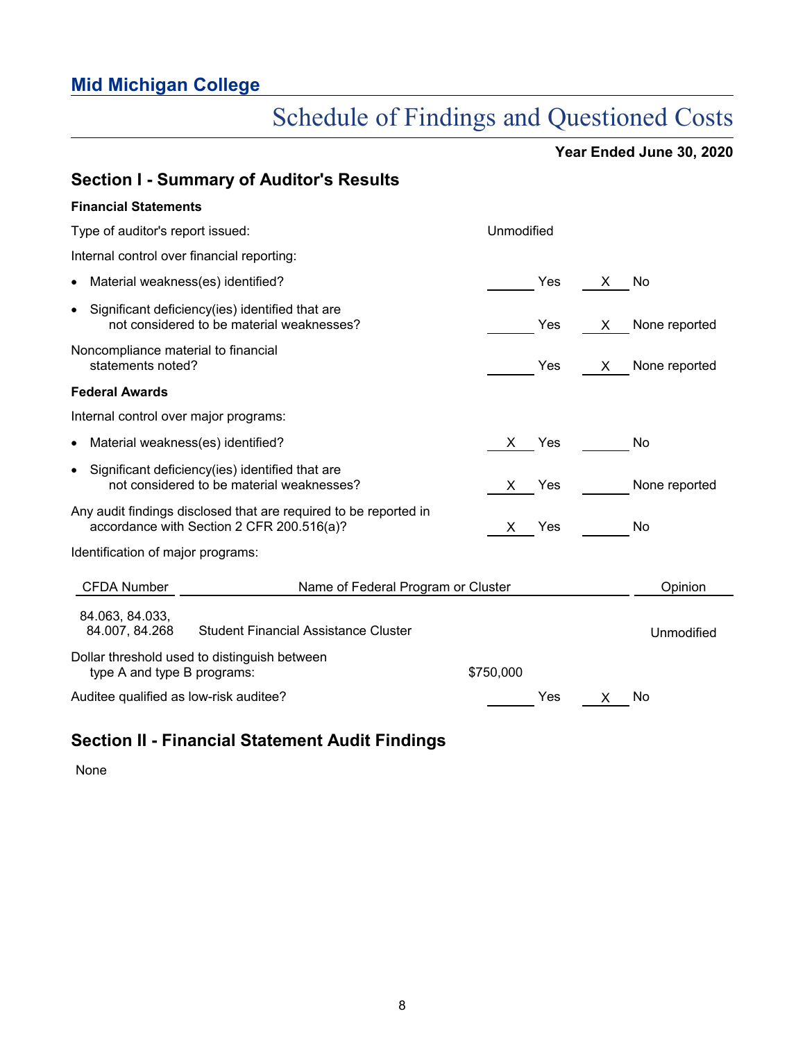## Mid Michigan College

# Schedule of Findings and Questioned Costs

**Year Ended June 30, 2020**

## Section I - Summary of Auditor's Results

**Financial Statements**

Type of auditor's report issued: Unmodified

Internal control over financial reporting:

| | | |
|---|---|---|
| • Material weakness(es) identified? | ____ Yes | X No |
| • Significant deficiency(ies) identified that are not considered to be material weaknesses? | ____ Yes | X None reported |
| Noncompliance material to financial statements noted? | ____ Yes | X None reported |

**Federal Awards**

Internal control over major programs:

| | | |
|---|---|---|
| • Material weakness(es) identified? | X Yes | ____ No |
| • Significant deficiency(ies) identified that are not considered to be material weaknesses? | X Yes | ____ None reported |
| Any audit findings disclosed that are required to be reported in accordance with Section 2 CFR 200.516(a)? | X Yes | ____ No |

Identification of major programs:

| CFDA Number | Name of Federal Program or Cluster | Opinion |
|---|---|---|
| 84.063, 84.033, 84.007, 84.268 | Student Financial Assistance Cluster | Unmodified |

Dollar threshold used to distinguish between type A and type B programs: $750,000

| | | |
|---|---|---|
| Auditee qualified as low-risk auditee? | ____ Yes | X No |

## Section II - Financial Statement Audit Findings

None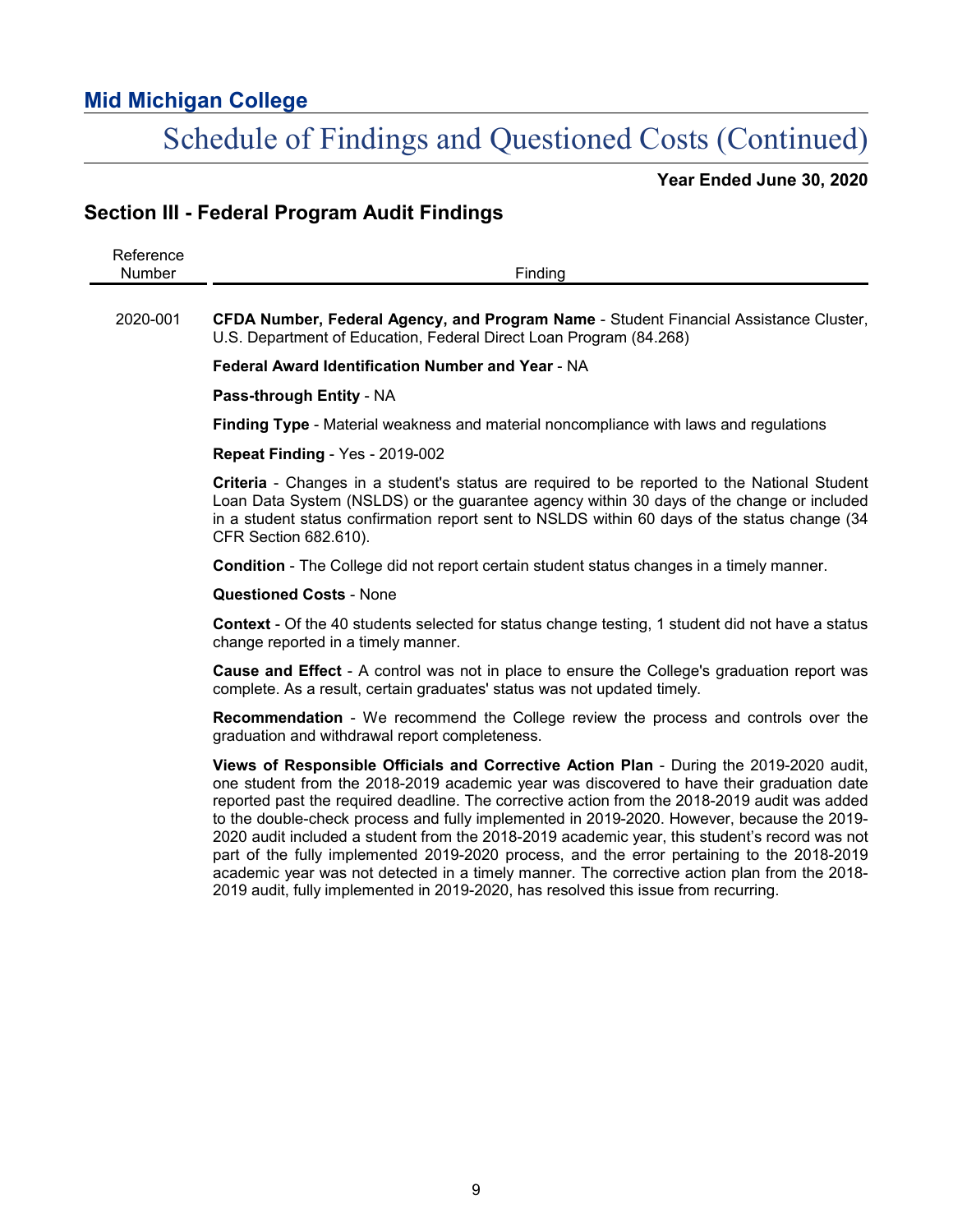# Mid Michigan College

## Schedule of Findings and Questioned Costs (Continued)

**Year Ended June 30, 2020**

## Section III - Federal Program Audit Findings

| Reference Number | Finding |
|---|---|
| 2020-001 | **CFDA Number, Federal Agency, and Program Name** - Student Financial Assistance Cluster, U.S. Department of Education, Federal Direct Loan Program (84.268) |

**Federal Award Identification Number and Year** - NA

**Pass-through Entity** - NA

**Finding Type** - Material weakness and material noncompliance with laws and regulations

**Repeat Finding** - Yes - 2019-002

**Criteria** - Changes in a student's status are required to be reported to the National Student Loan Data System (NSLDS) or the guarantee agency within 30 days of the change or included in a student status confirmation report sent to NSLDS within 60 days of the status change (34 CFR Section 682.610).

**Condition** - The College did not report certain student status changes in a timely manner.

**Questioned Costs** - None

**Context** - Of the 40 students selected for status change testing, 1 student did not have a status change reported in a timely manner.

**Cause and Effect** - A control was not in place to ensure the College's graduation report was complete. As a result, certain graduates' status was not updated timely.

**Recommendation** - We recommend the College review the process and controls over the graduation and withdrawal report completeness.

**Views of Responsible Officials and Corrective Action Plan** - During the 2019-2020 audit, one student from the 2018-2019 academic year was discovered to have their graduation date reported past the required deadline. The corrective action from the 2018-2019 audit was added to the double-check process and fully implemented in 2019-2020. However, because the 2019-2020 audit included a student from the 2018-2019 academic year, this student's record was not part of the fully implemented 2019-2020 process, and the error pertaining to the 2018-2019 academic year was not detected in a timely manner. The corrective action plan from the 2018-2019 audit, fully implemented in 2019-2020, has resolved this issue from recurring.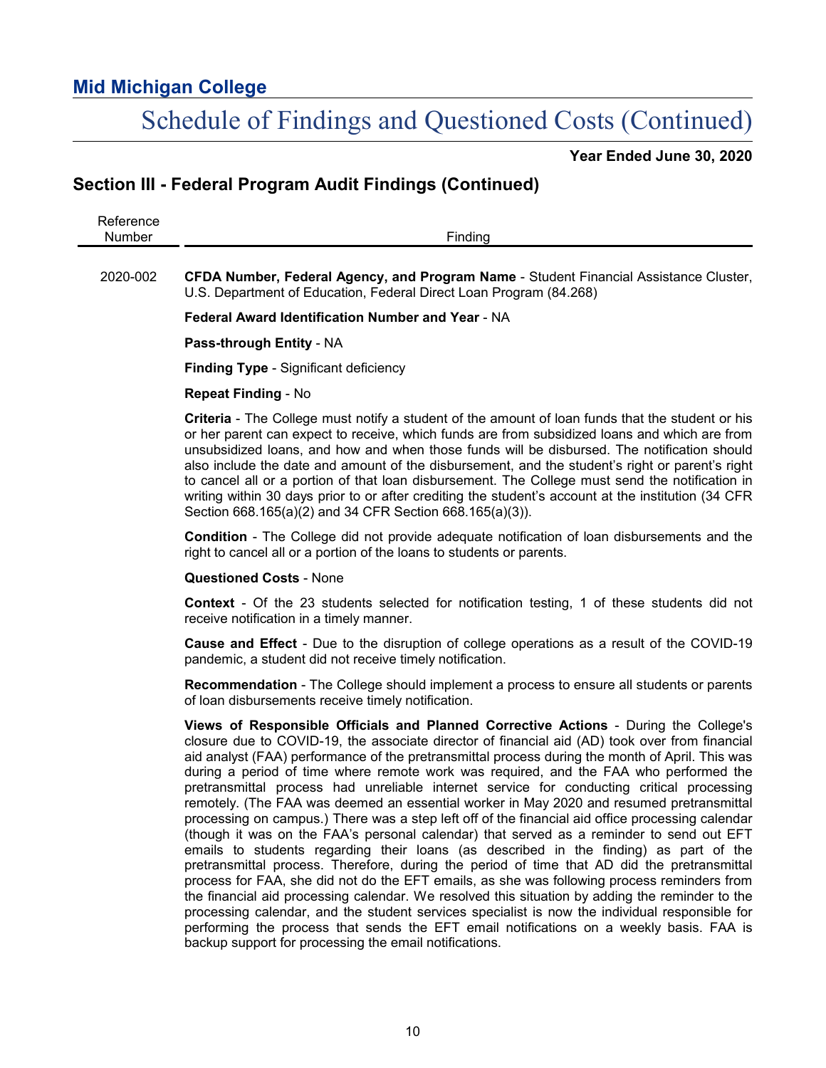## Mid Michigan College

# Schedule of Findings and Questioned Costs (Continued)

**Year Ended June 30, 2020**

## Section III - Federal Program Audit Findings (Continued)

| Reference Number | Finding |
|---|---|

2020-002 **CFDA Number, Federal Agency, and Program Name** - Student Financial Assistance Cluster, U.S. Department of Education, Federal Direct Loan Program (84.268)

**Federal Award Identification Number and Year** - NA

**Pass-through Entity** - NA

**Finding Type** - Significant deficiency

**Repeat Finding** - No

**Criteria** - The College must notify a student of the amount of loan funds that the student or his or her parent can expect to receive, which funds are from subsidized loans and which are from unsubsidized loans, and how and when those funds will be disbursed. The notification should also include the date and amount of the disbursement, and the student's right or parent's right to cancel all or a portion of that loan disbursement. The College must send the notification in writing within 30 days prior to or after crediting the student's account at the institution (34 CFR Section 668.165(a)(2) and 34 CFR Section 668.165(a)(3)).

**Condition** - The College did not provide adequate notification of loan disbursements and the right to cancel all or a portion of the loans to students or parents.

**Questioned Costs** - None

**Context** - Of the 23 students selected for notification testing, 1 of these students did not receive notification in a timely manner.

**Cause and Effect** - Due to the disruption of college operations as a result of the COVID-19 pandemic, a student did not receive timely notification.

**Recommendation** - The College should implement a process to ensure all students or parents of loan disbursements receive timely notification.

**Views of Responsible Officials and Planned Corrective Actions** - During the College's closure due to COVID-19, the associate director of financial aid (AD) took over from financial aid analyst (FAA) performance of the pretransmittal process during the month of April. This was during a period of time where remote work was required, and the FAA who performed the pretransmittal process had unreliable internet service for conducting critical processing remotely. (The FAA was deemed an essential worker in May 2020 and resumed pretransmittal processing on campus.) There was a step left off of the financial aid office processing calendar (though it was on the FAA's personal calendar) that served as a reminder to send out EFT emails to students regarding their loans (as described in the finding) as part of the pretransmittal process. Therefore, during the period of time that AD did the pretransmittal process for FAA, she did not do the EFT emails, as she was following process reminders from the financial aid processing calendar. We resolved this situation by adding the reminder to the processing calendar, and the student services specialist is now the individual responsible for performing the process that sends the EFT email notifications on a weekly basis. FAA is backup support for processing the email notifications.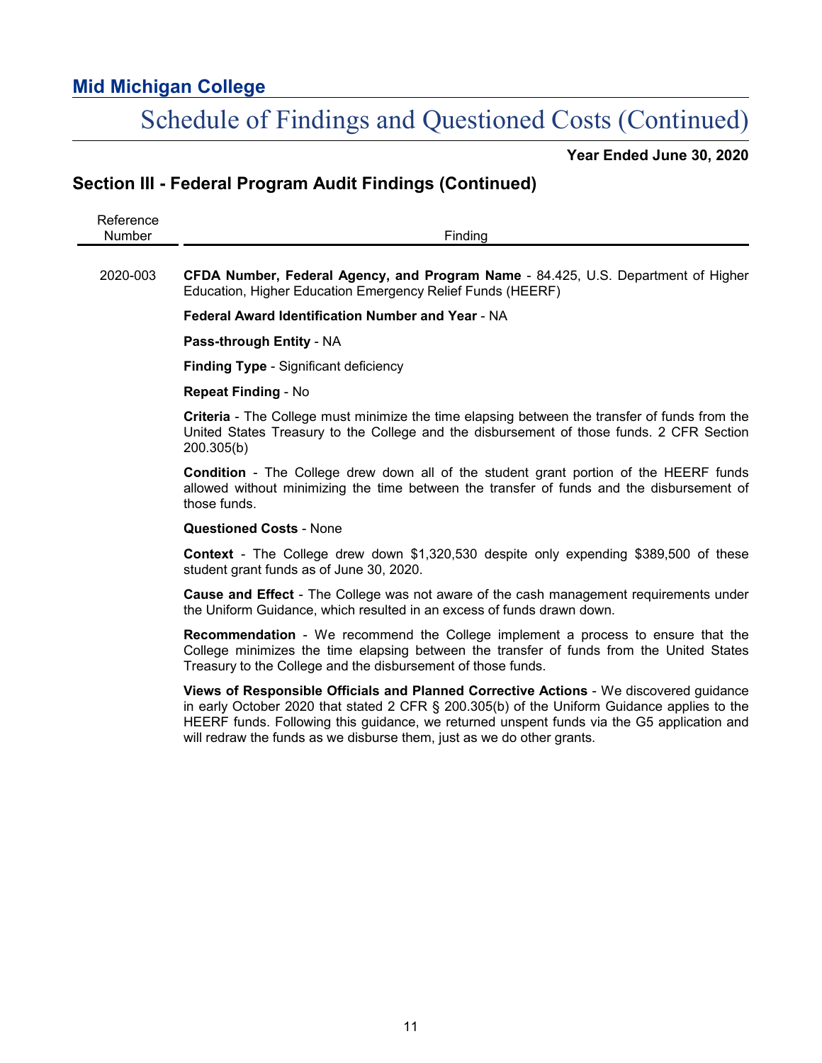# Mid Michigan College

## Schedule of Findings and Questioned Costs (Continued)

**Year Ended June 30, 2020**

### Section III - Federal Program Audit Findings (Continued)

| Reference Number | Finding |
|---|---|
| 2020-003 | **CFDA Number, Federal Agency, and Program Name** - 84.425, U.S. Department of Higher Education, Higher Education Emergency Relief Funds (HEERF) |

**Federal Award Identification Number and Year** - NA

**Pass-through Entity** - NA

**Finding Type** - Significant deficiency

**Repeat Finding** - No

**Criteria** - The College must minimize the time elapsing between the transfer of funds from the United States Treasury to the College and the disbursement of those funds. 2 CFR Section 200.305(b)

**Condition** - The College drew down all of the student grant portion of the HEERF funds allowed without minimizing the time between the transfer of funds and the disbursement of those funds.

**Questioned Costs** - None

**Context** - The College drew down $1,320,530 despite only expending $389,500 of these student grant funds as of June 30, 2020.

**Cause and Effect** - The College was not aware of the cash management requirements under the Uniform Guidance, which resulted in an excess of funds drawn down.

**Recommendation** - We recommend the College implement a process to ensure that the College minimizes the time elapsing between the transfer of funds from the United States Treasury to the College and the disbursement of those funds.

**Views of Responsible Officials and Planned Corrective Actions** - We discovered guidance in early October 2020 that stated 2 CFR § 200.305(b) of the Uniform Guidance applies to the HEERF funds. Following this guidance, we returned unspent funds via the G5 application and will redraw the funds as we disburse them, just as we do other grants.